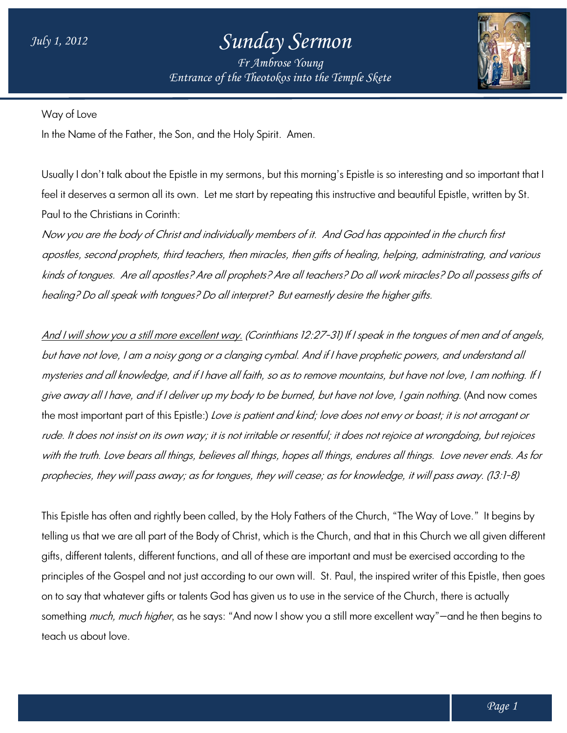# Sunday Sermon

July 1, 2012

*Fr Ambrose Young*
*Entrance of the Theotokos into the Temple Skete*

Way of Love

In the Name of the Father, the Son, and the Holy Spirit. Amen.

Usually I don't talk about the Epistle in my sermons, but this morning's Epistle is so interesting and so important that I feel it deserves a sermon all its own. Let me start by repeating this instructive and beautiful Epistle, written by St. Paul to the Christians in Corinth:

*Now you are the body of Christ and individually members of it. And God has appointed in the church first apostles, second prophets, third teachers, then miracles, then gifts of healing, helping, administrating, and various kinds of tongues. Are all apostles? Are all prophets? Are all teachers? Do all work miracles? Do all possess gifts of healing? Do all speak with tongues? Do all interpret? But earnestly desire the higher gifts.*

*<u>And I will show you a still more excellent way.</u> (Corinthians 12:27-31) If I speak in the tongues of men and of angels, but have not love, I am a noisy gong or a clanging cymbal. And if I have prophetic powers, and understand all mysteries and all knowledge, and if I have all faith, so as to remove mountains, but have not love, I am nothing. If I give away all I have, and if I deliver up my body to be burned, but have not love, I gain nothing.* (And now comes the most important part of this Epistle:) *Love is patient and kind; love does not envy or boast; it is not arrogant or rude. It does not insist on its own way; it is not irritable or resentful; it does not rejoice at wrongdoing, but rejoices with the truth. Love bears all things, believes all things, hopes all things, endures all things. Love never ends. As for prophecies, they will pass away; as for tongues, they will cease; as for knowledge, it will pass away. (13:1-8)*

This Epistle has often and rightly been called, by the Holy Fathers of the Church, "The Way of Love." It begins by telling us that we are all part of the Body of Christ, which is the Church, and that in this Church we all given different gifts, different talents, different functions, and all of these are important and must be exercised according to the principles of the Gospel and not just according to our own will. St. Paul, the inspired writer of this Epistle, then goes on to say that whatever gifts or talents God has given us to use in the service of the Church, there is actually something *much, much higher*, as he says: "And now I show you a still more excellent way"—and he then begins to teach us about love.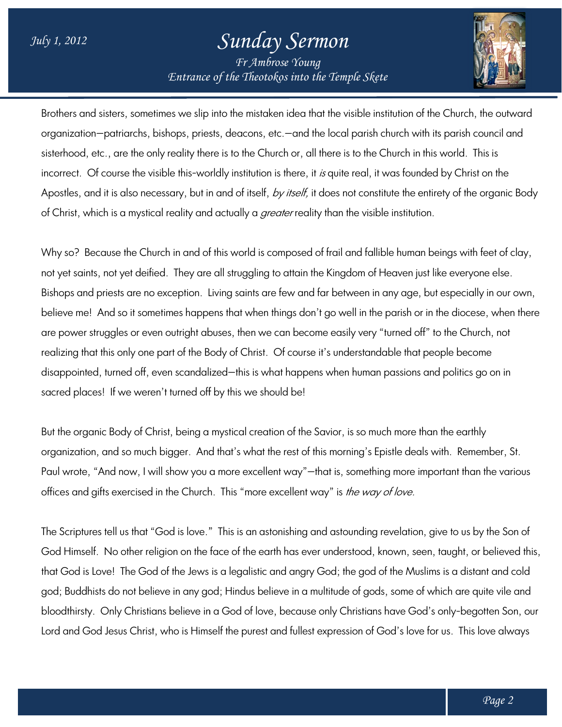Brothers and sisters, sometimes we slip into the mistaken idea that the visible institution of the Church, the outward organization—patriarchs, bishops, priests, deacons, etc.—and the local parish church with its parish council and sisterhood, etc., are the only reality there is to the Church or, all there is to the Church in this world. This is incorrect. Of course the visible this-worldly institution is there, it *is* quite real, it was founded by Christ on the Apostles, and it is also necessary, but in and of itself, *by itself,* it does not constitute the entirety of the organic Body of Christ, which is a mystical reality and actually a *greater* reality than the visible institution.

Why so? Because the Church in and of this world is composed of frail and fallible human beings with feet of clay, not yet saints, not yet deified. They are all struggling to attain the Kingdom of Heaven just like everyone else. Bishops and priests are no exception. Living saints are few and far between in any age, but especially in our own, believe me! And so it sometimes happens that when things don't go well in the parish or in the diocese, when there are power struggles or even outright abuses, then we can become easily very "turned off" to the Church, not realizing that this only one part of the Body of Christ. Of course it's understandable that people become disappointed, turned off, even scandalized—this is what happens when human passions and politics go on in sacred places! If we weren't turned off by this we should be!

But the organic Body of Christ, being a mystical creation of the Savior, is so much more than the earthly organization, and so much bigger. And that's what the rest of this morning's Epistle deals with. Remember, St. Paul wrote, "And now, I will show you a more excellent way"—that is, something more important than the various offices and gifts exercised in the Church. This "more excellent way" is *the way of love.*

The Scriptures tell us that "God is love." This is an astonishing and astounding revelation, give to us by the Son of God Himself. No other religion on the face of the earth has ever understood, known, seen, taught, or believed this, that God is Love! The God of the Jews is a legalistic and angry God; the god of the Muslims is a distant and cold god; Buddhists do not believe in any god; Hindus believe in a multitude of gods, some of which are quite vile and bloodthirsty. Only Christians believe in a God of love, because only Christians have God's only-begotten Son, our Lord and God Jesus Christ, who is Himself the purest and fullest expression of God's love for us. This love always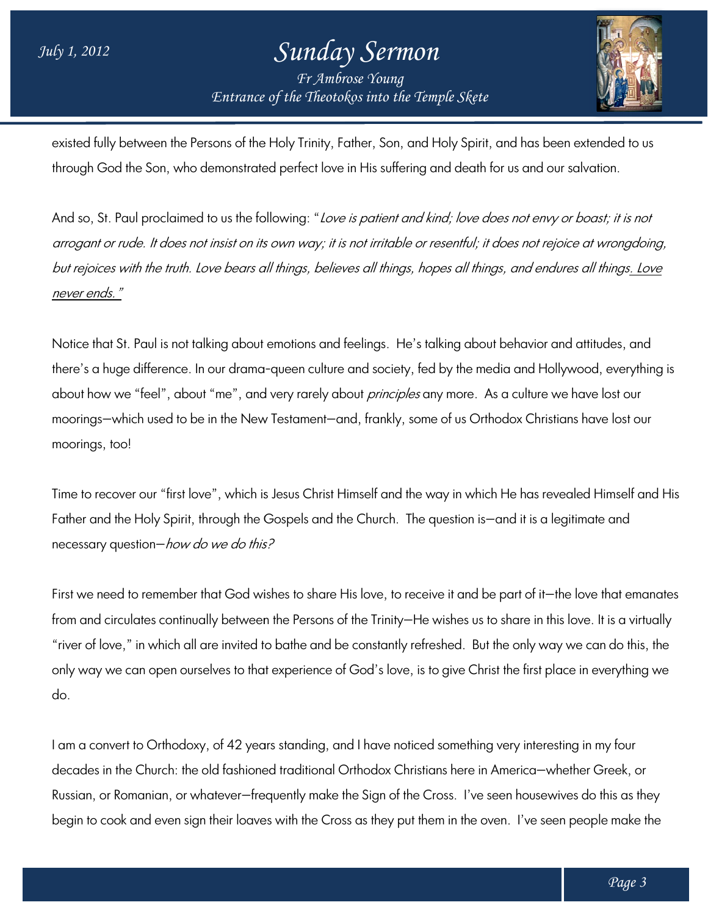existed fully between the Persons of the Holy Trinity, Father, Son, and Holy Spirit, and has been extended to us through God the Son, who demonstrated perfect love in His suffering and death for us and our salvation.

And so, St. Paul proclaimed to us the following: "*Love is patient and kind; love does not envy or boast; it is not arrogant or rude. It does not insist on its own way; it is not irritable or resentful; it does not rejoice at wrongdoing, but rejoices with the truth. Love bears all things, believes all things, hopes all things, and endures all things. Love never ends.*"

Notice that St. Paul is not talking about emotions and feelings. He's talking about behavior and attitudes, and there's a huge difference. In our drama-queen culture and society, fed by the media and Hollywood, everything is about how we "feel", about "me", and very rarely about *principles* any more. As a culture we have lost our moorings—which used to be in the New Testament—and, frankly, some of us Orthodox Christians have lost our moorings, too!

Time to recover our "first love", which is Jesus Christ Himself and the way in which He has revealed Himself and His Father and the Holy Spirit, through the Gospels and the Church. The question is—and it is a legitimate and necessary question—*how do we do this?*

First we need to remember that God wishes to share His love, to receive it and be part of it—the love that emanates from and circulates continually between the Persons of the Trinity—He wishes us to share in this love. It is a virtually "river of love," in which all are invited to bathe and be constantly refreshed. But the only way we can do this, the only way we can open ourselves to that experience of God's love, is to give Christ the first place in everything we do.

I am a convert to Orthodoxy, of 42 years standing, and I have noticed something very interesting in my four decades in the Church: the old fashioned traditional Orthodox Christians here in America—whether Greek, or Russian, or Romanian, or whatever—frequently make the Sign of the Cross. I've seen housewives do this as they begin to cook and even sign their loaves with the Cross as they put them in the oven. I've seen people make the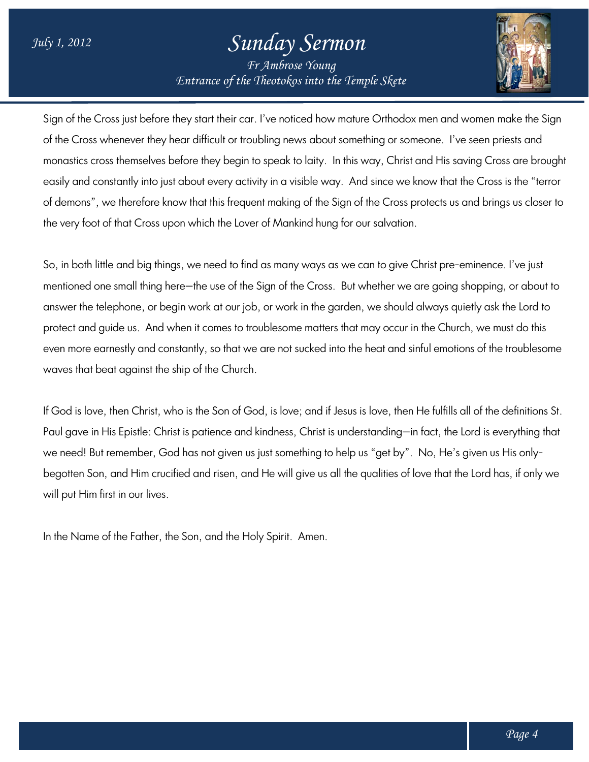Sign of the Cross just before they start their car. I've noticed how mature Orthodox men and women make the Sign of the Cross whenever they hear difficult or troubling news about something or someone. I've seen priests and monastics cross themselves before they begin to speak to laity. In this way, Christ and His saving Cross are brought easily and constantly into just about every activity in a visible way. And since we know that the Cross is the "terror of demons", we therefore know that this frequent making of the Sign of the Cross protects us and brings us closer to the very foot of that Cross upon which the Lover of Mankind hung for our salvation.

So, in both little and big things, we need to find as many ways as we can to give Christ pre-eminence. I've just mentioned one small thing here—the use of the Sign of the Cross. But whether we are going shopping, or about to answer the telephone, or begin work at our job, or work in the garden, we should always quietly ask the Lord to protect and guide us. And when it comes to troublesome matters that may occur in the Church, we must do this even more earnestly and constantly, so that we are not sucked into the heat and sinful emotions of the troublesome waves that beat against the ship of the Church.

If God is love, then Christ, who is the Son of God, is love; and if Jesus is love, then He fulfills all of the definitions St. Paul gave in His Epistle: Christ is patience and kindness, Christ is understanding—in fact, the Lord is everything that we need! But remember, God has not given us just something to help us "get by". No, He's given us His only-begotten Son, and Him crucified and risen, and He will give us all the qualities of love that the Lord has, if only we will put Him first in our lives.

In the Name of the Father, the Son, and the Holy Spirit. Amen.